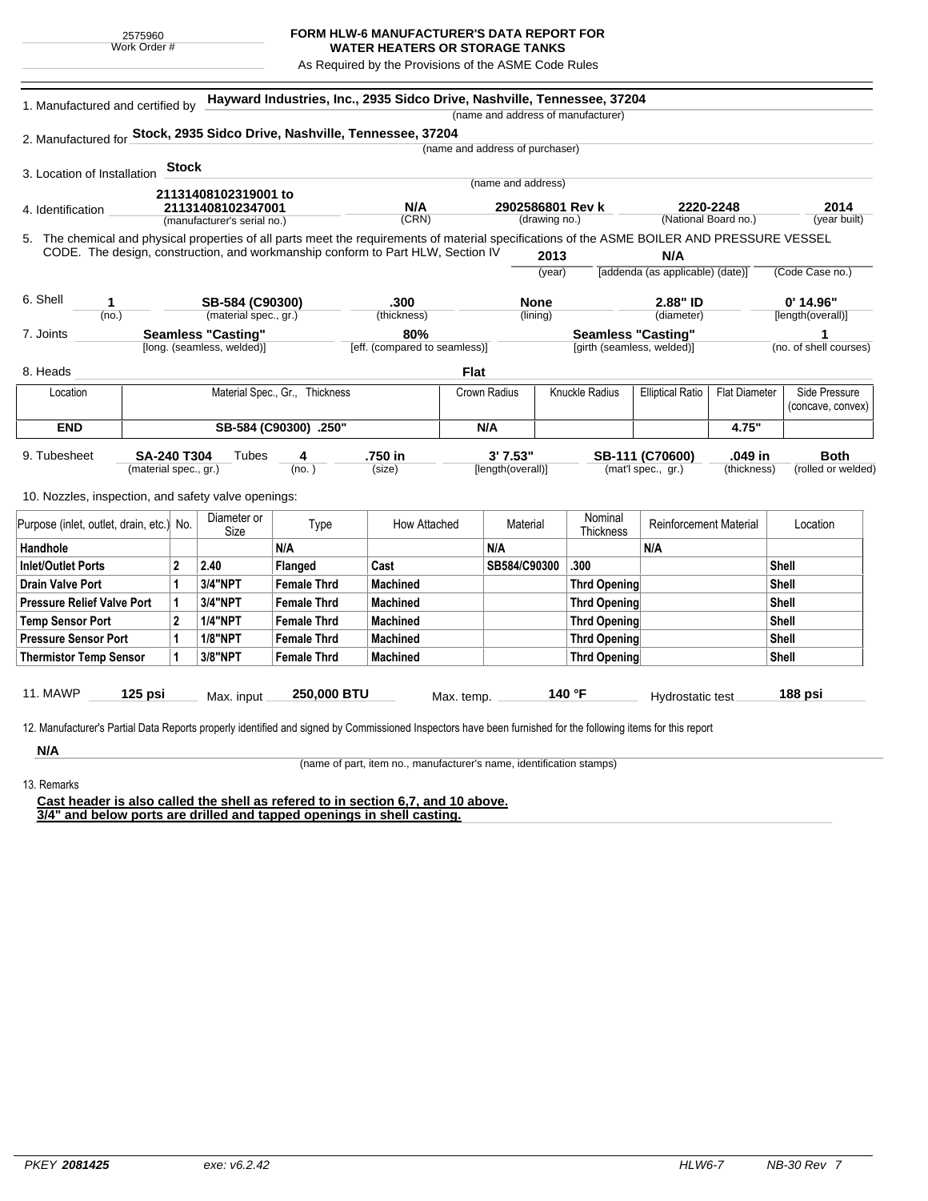2575960
Work Order #

# FORM HLW-6 MANUFACTURER'S DATA REPORT FOR WATER HEATERS OR STORAGE TANKS

As Required by the Provisions of the ASME Code Rules

1. Manufactured and certified by **Hayward Industries, Inc., 2935 Sidco Drive, Nashville, Tennessee, 37204**
(name and address of manufacturer)

2. Manufactured for **Stock, 2935 Sidco Drive, Nashville, Tennessee, 37204**
(name and address of purchaser)

3. Location of Installation **Stock**
(name and address)

4. Identification

| 21131408102319001 to 21131408102347001 | N/A | 2902586801 Rev k | 2220-2248 | 2014 |
|---|---|---|---|---|
| (manufacturer's serial no.) | (CRN) | (drawing no.) | (National Board no.) | (year built) |

5. The chemical and physical properties of all parts meet the requirements of material specifications of the ASME BOILER AND PRESSURE VESSEL CODE. The design, construction, and workmanship conform to Part HLW, Section IV **2013** (year) **N/A** [addenda (as applicable) (date)] (Code Case no.)

6. Shell

| 1 | SB-584 (C90300) | .300 | None | 2.88" ID | 0' 14.96" |
|---|---|---|---|---|---|
| (no.) | (material spec., gr.) | (thickness) | (lining) | (diameter) | [length(overall)] |

7. Joints

| Seamless "Casting" | 80% | Seamless "Casting" | 1 |
|---|---|---|---|
| [long. (seamless, welded)] | [eff. (compared to seamless)] | [girth (seamless, welded)] | (no. of shell courses) |

8. Heads **Flat**

| Location | Material Spec., Gr., Thickness | Crown Radius | Knuckle Radius | Elliptical Ratio | Flat Diameter | Side Pressure (concave, convex) |
|---|---|---|---|---|---|---|
| **END** | **SB-584 (C90300) .250"** | **N/A** | | | **4.75"** | |

9. Tubesheet

| SA-240 T304 | Tubes 4 | .750 in | 3' 7.53" | SB-111 (C70600) | .049 in | Both |
|---|---|---|---|---|---|---|
| (material spec., gr.) | (no.) | (size) | [length(overall)] | (mat'l spec., gr.) | (thickness) | (rolled or welded) |

10. Nozzles, inspection, and safety valve openings:

| Purpose (inlet, outlet, drain, etc.) | No. | Diameter or Size | Type | How Attached | Material | Nominal Thickness | Reinforcement Material | Location |
|---|---|---|---|---|---|---|---|---|
| **Handhole** | | | **N/A** | | **N/A** | | **N/A** | |
| **Inlet/Outlet Ports** | **2** | **2.40** | **Flanged** | **Cast** | **SB584/C90300** | **.300** | | **Shell** |
| **Drain Valve Port** | **1** | **3/4"NPT** | **Female Thrd** | **Machined** | | **Thrd Opening** | | **Shell** |
| **Pressure Relief Valve Port** | **1** | **3/4"NPT** | **Female Thrd** | **Machined** | | **Thrd Opening** | | **Shell** |
| **Temp Sensor Port** | **2** | **1/4"NPT** | **Female Thrd** | **Machined** | | **Thrd Opening** | | **Shell** |
| **Pressure Sensor Port** | **1** | **1/8"NPT** | **Female Thrd** | **Machined** | | **Thrd Opening** | | **Shell** |
| **Thermistor Temp Sensor** | **1** | **3/8"NPT** | **Female Thrd** | **Machined** | | **Thrd Opening** | | **Shell** |

11. MAWP **125 psi** Max. input **250,000 BTU** Max. temp. **140 °F** Hydrostatic test **188 psi**

12. Manufacturer's Partial Data Reports properly identified and signed by Commissioned Inspectors have been furnished for the following items for this report

**N/A**
(name of part, item no., manufacturer's name, identification stamps)

13. Remarks

**Cast header is also called the shell as refered to in section 6,7, and 10 above.**
**3/4" and below ports are drilled and tapped openings in shell casting.**

PKEY **2081425** exe: v6.2.42 HLW6-7 NB-30 Rev 7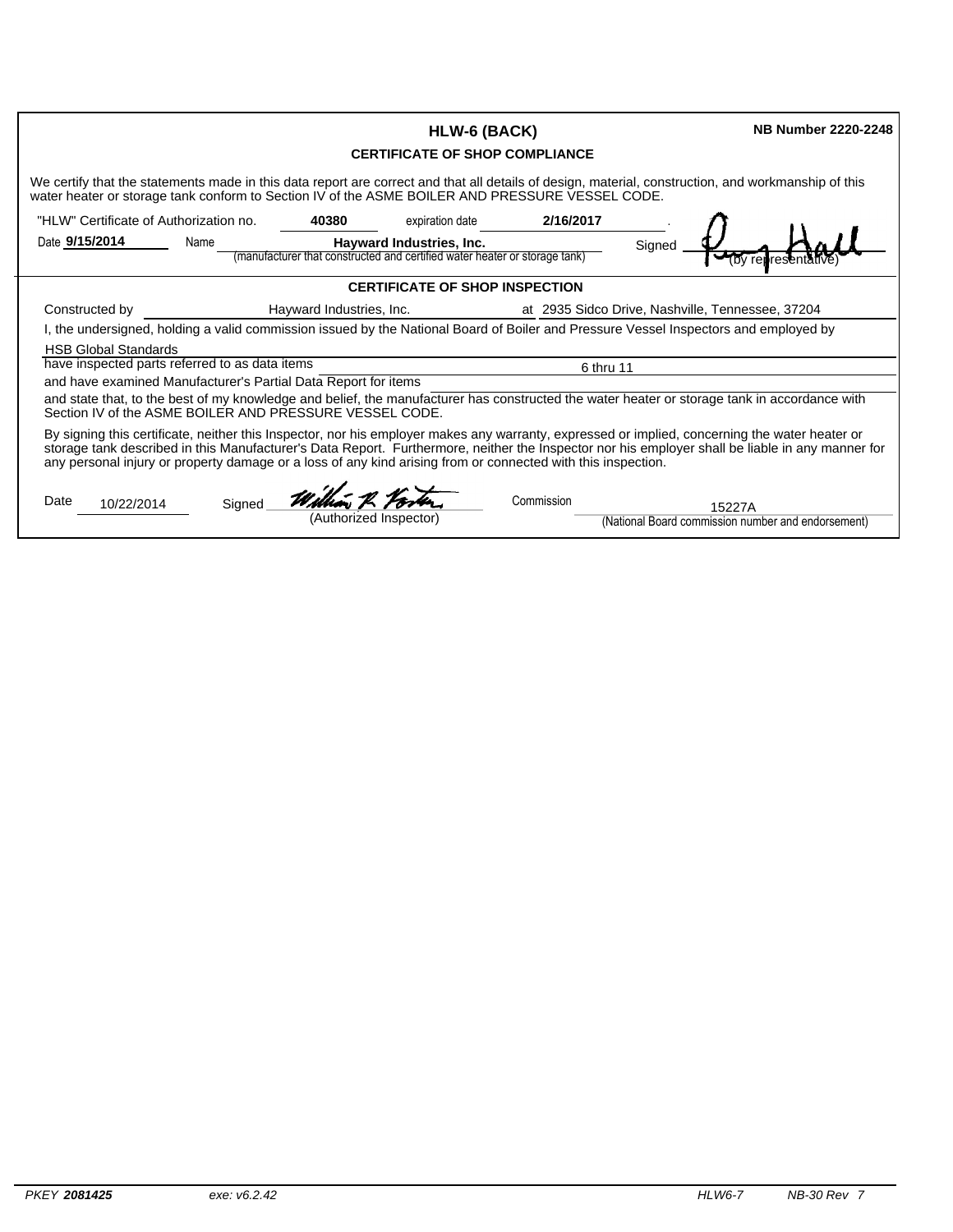# HLW-6 (BACK)

**NB Number 2220-2248**

## CERTIFICATE OF SHOP COMPLIANCE

We certify that the statements made in this data report are correct and that all details of design, material, construction, and workmanship of this water heater or storage tank conform to Section IV of the ASME BOILER AND PRESSURE VESSEL CODE.

"HLW" Certificate of Authorization no. **40380** expiration date **2/16/2017** .

Date **9/15/2014** Name **Hayward Industries, Inc.** (manufacturer that constructed and certified water heater or storage tank) Signed ______ (by representative)

## CERTIFICATE OF SHOP INSPECTION

Constructed by Hayward Industries, Inc. at 2935 Sidco Drive, Nashville, Tennessee, 37204

I, the undersigned, holding a valid commission issued by the National Board of Boiler and Pressure Vessel Inspectors and employed by HSB Global Standards

have inspected parts referred to as data items 6 thru 11

and have examined Manufacturer's Partial Data Report for items ______

and state that, to the best of my knowledge and belief, the manufacturer has constructed the water heater or storage tank in accordance with Section IV of the ASME BOILER AND PRESSURE VESSEL CODE.

By signing this certificate, neither this Inspector, nor his employer makes any warranty, expressed or implied, concerning the water heater or storage tank described in this Manufacturer's Data Report. Furthermore, neither the Inspector nor his employer shall be liable in any manner for any personal injury or property damage or a loss of any kind arising from or connected with this inspection.

Date 10/22/2014 Signed ______ (Authorized Inspector) Commission 15227A (National Board commission number and endorsement)

*PKEY* ***2081425*** *exe: v6.2.42* *HLW6-7* *NB-30 Rev 7*